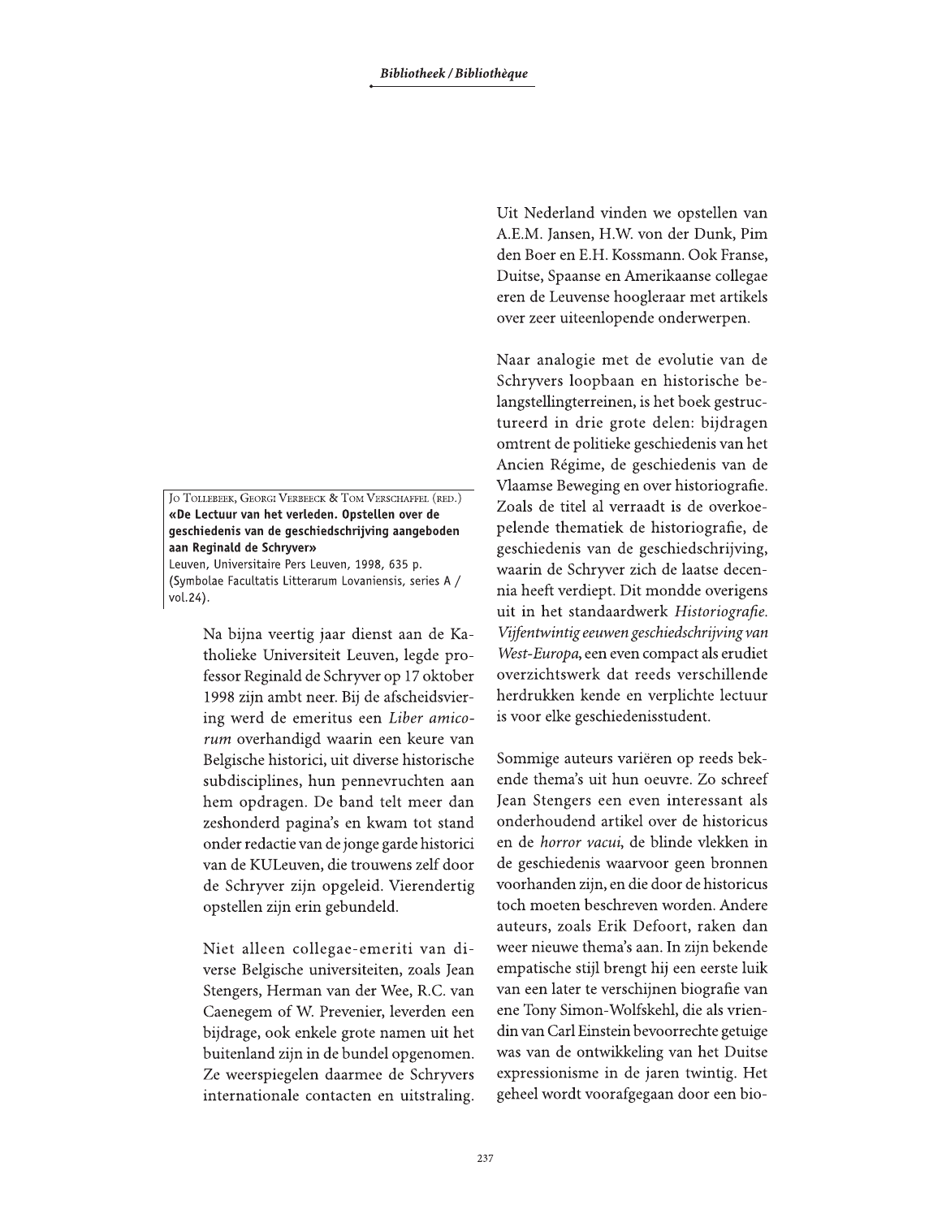Jo Tollebeek, Georgi Verbeeck & Tom Verschaffel (red.)
**«De Lectuur van het verleden. Opstellen over de geschiedenis van de geschiedschrijving aangeboden aan Reginald de Schryver»**
Leuven, Universitaire Pers Leuven, 1998, 635 p.
(Symbolae Facultatis Litterarum Lovaniensis, series A / vol.24).

Na bijna veertig jaar dienst aan de Katholieke Universiteit Leuven, legde professor Reginald de Schryver op 17 oktober 1998 zijn ambt neer. Bij de afscheidsviering werd de emeritus een *Liber amicorum* overhandigd waarin een keure van Belgische historici, uit diverse historische subdisciplines, hun pennevruchten aan hem opdragen. De band telt meer dan zeshonderd pagina's en kwam tot stand onder redactie van de jonge garde historici van de KULeuven, die trouwens zelf door de Schryver zijn opgeleid. Vierendertig opstellen zijn erin gebundeld.

Niet alleen collegae-emeriti van diverse Belgische universiteiten, zoals Jean Stengers, Herman van der Wee, R.C. van Caenegem of W. Prevenier, leverden een bijdrage, ook enkele grote namen uit het buitenland zijn in de bundel opgenomen. Ze weerspiegelen daarmee de Schryvers internationale contacten en uitstraling. Uit Nederland vinden we opstellen van A.E.M. Jansen, H.W. von der Dunk, Pim den Boer en E.H. Kossmann. Ook Franse, Duitse, Spaanse en Amerikaanse collegae eren de Leuvense hoogleraar met artikels over zeer uiteenlopende onderwerpen.

Naar analogie met de evolutie van de Schryvers loopbaan en historische belangstellingterreinen, is het boek gestructureerd in drie grote delen: bijdragen omtrent de politieke geschiedenis van het Ancien Régime, de geschiedenis van de Vlaamse Beweging en over historiografie. Zoals de titel al verraadt is de overkoepelende thematiek de historiografie, de geschiedenis van de geschiedschrijving, waarin de Schryver zich de laatse decennia heeft verdiept. Dit mondde overigens uit in het standaardwerk *Historiografie. Vijfentwintig eeuwen geschiedschrijving van West-Europa*, een even compact als erudiet overzichtswerk dat reeds verschillende herdrukken kende en verplichte lectuur is voor elke geschiedenisstudent.

Sommige auteurs variëren op reeds bekende thema's uit hun oeuvre. Zo schreef Jean Stengers een even interessant als onderhoudend artikel over de historicus en de *horror vacui*, de blinde vlekken in de geschiedenis waarvoor geen bronnen voorhanden zijn, en die door de historicus toch moeten beschreven worden. Andere auteurs, zoals Erik Defoort, raken dan weer nieuwe thema's aan. In zijn bekende empatische stijl brengt hij een eerste luik van een later te verschijnen biografie van ene Tony Simon-Wolfskehl, die als vriendin van Carl Einstein bevoorrechte getuige was van de ontwikkeling van het Duitse expressionisme in de jaren twintig. Het geheel wordt voorafgegaan door een bio-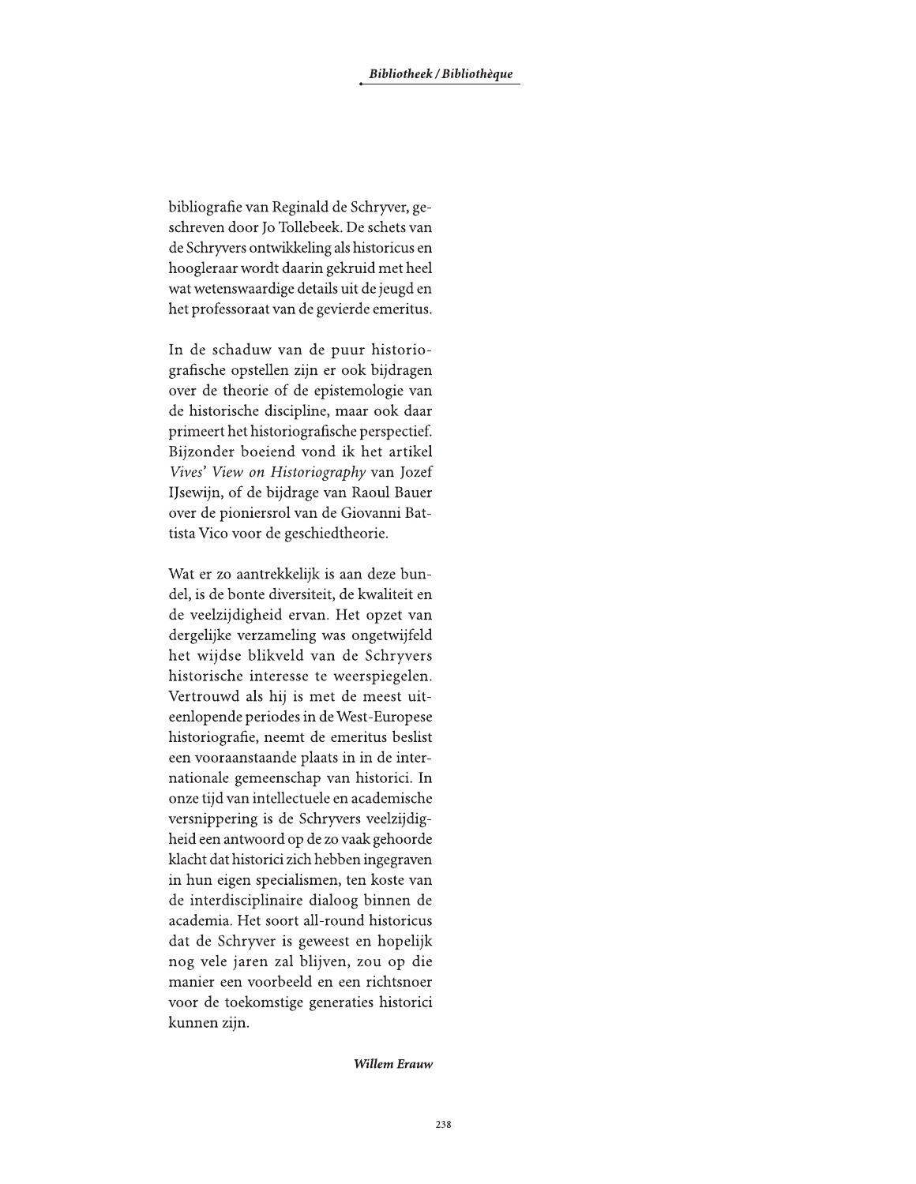bibliografie van Reginald de Schryver, geschreven door Jo Tollebeek. De schets van de Schryvers ontwikkeling als historicus en hoogleraar wordt daarin gekruid met heel wat wetenswaardige details uit de jeugd en het professoraat van de gevierde emeritus.

In de schaduw van de puur historiografische opstellen zijn er ook bijdragen over de theorie of de epistemologie van de historische discipline, maar ook daar primeert het historiografische perspectief. Bijzonder boeiend vond ik het artikel *Vives' View on Historiography* van Jozef IJsewijn, of de bijdrage van Raoul Bauer over de pioniersrol van de Giovanni Battista Vico voor de geschiedtheorie.

Wat er zo aantrekkelijk is aan deze bundel, is de bonte diversiteit, de kwaliteit en de veelzijdigheid ervan. Het opzet van dergelijke verzameling was ongetwijfeld het wijdse blikveld van de Schryvers historische interesse te weerspiegelen. Vertrouwd als hij is met de meest uiteenlopende periodes in de West-Europese historiografie, neemt de emeritus beslist een vooraanstaande plaats in in de internationale gemeenschap van historici. In onze tijd van intellectuele en academische versnippering is de Schryvers veelzijdigheid een antwoord op de zo vaak gehoorde klacht dat historici zich hebben ingegraven in hun eigen specialismen, ten koste van de interdisciplinaire dialoog binnen de academia. Het soort all-round historicus dat de Schryver is geweest en hopelijk nog vele jaren zal blijven, zou op die manier een voorbeeld en een richtsnoer voor de toekomstige generaties historici kunnen zijn.

***Willem Erauw***